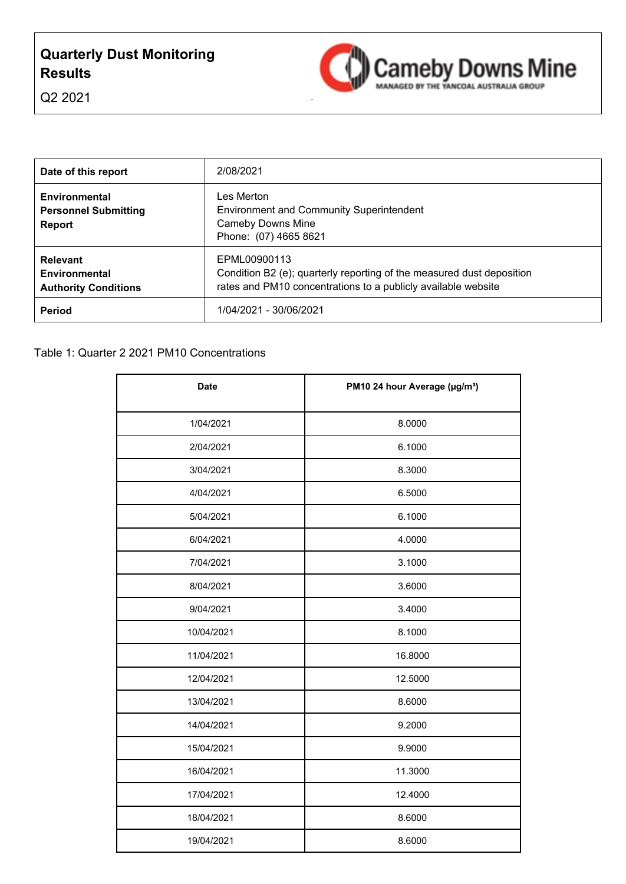# Quarterly Dust Monitoring Results

Q2 2021

Cameby Downs Mine
MANAGED BY THE YANCOAL AUSTRALIA GROUP

| **Date of this report** | 2/08/2021 |
|---|---|
| **Environmental Personnel Submitting Report** | Les Merton<br>Environment and Community Superintendent<br>Cameby Downs Mine<br>Phone: (07) 4665 8621 |
| **Relevant Environmental Authority Conditions** | EPML00900113<br>Condition B2 (e); quarterly reporting of the measured dust deposition rates and PM10 concentrations to a publicly available website |
| **Period** | 1/04/2021 - 30/06/2021 |

Table 1: Quarter 2 2021 PM10 Concentrations

| Date | PM10 24 hour Average (μg/m³) |
|---|---|
| 1/04/2021 | 8.0000 |
| 2/04/2021 | 6.1000 |
| 3/04/2021 | 8.3000 |
| 4/04/2021 | 6.5000 |
| 5/04/2021 | 6.1000 |
| 6/04/2021 | 4.0000 |
| 7/04/2021 | 3.1000 |
| 8/04/2021 | 3.6000 |
| 9/04/2021 | 3.4000 |
| 10/04/2021 | 8.1000 |
| 11/04/2021 | 16.8000 |
| 12/04/2021 | 12.5000 |
| 13/04/2021 | 8.6000 |
| 14/04/2021 | 9.2000 |
| 15/04/2021 | 9.9000 |
| 16/04/2021 | 11.3000 |
| 17/04/2021 | 12.4000 |
| 18/04/2021 | 8.6000 |
| 19/04/2021 | 8.6000 |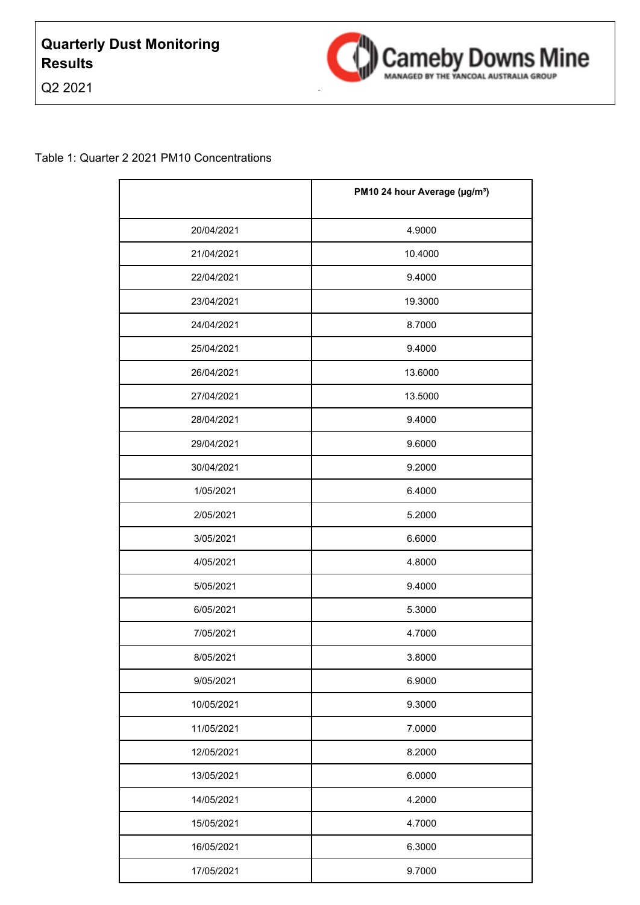# Quarterly Dust Monitoring Results

Q2 2021

Table 1: Quarter 2 2021 PM10 Concentrations

| | PM10 24 hour Average (µg/m³) |
|---|---|
| 20/04/2021 | 4.9000 |
| 21/04/2021 | 10.4000 |
| 22/04/2021 | 9.4000 |
| 23/04/2021 | 19.3000 |
| 24/04/2021 | 8.7000 |
| 25/04/2021 | 9.4000 |
| 26/04/2021 | 13.6000 |
| 27/04/2021 | 13.5000 |
| 28/04/2021 | 9.4000 |
| 29/04/2021 | 9.6000 |
| 30/04/2021 | 9.2000 |
| 1/05/2021 | 6.4000 |
| 2/05/2021 | 5.2000 |
| 3/05/2021 | 6.6000 |
| 4/05/2021 | 4.8000 |
| 5/05/2021 | 9.4000 |
| 6/05/2021 | 5.3000 |
| 7/05/2021 | 4.7000 |
| 8/05/2021 | 3.8000 |
| 9/05/2021 | 6.9000 |
| 10/05/2021 | 9.3000 |
| 11/05/2021 | 7.0000 |
| 12/05/2021 | 8.2000 |
| 13/05/2021 | 6.0000 |
| 14/05/2021 | 4.2000 |
| 15/05/2021 | 4.7000 |
| 16/05/2021 | 6.3000 |
| 17/05/2021 | 9.7000 |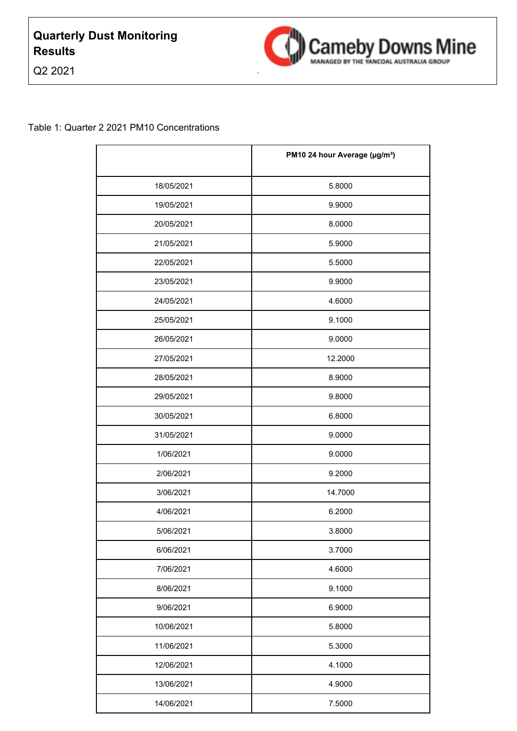**Quarterly Dust Monitoring Results**

Q2 2021

Cameby Downs Mine

MANAGED BY THE YANCOAL AUSTRALIA GROUP

Table 1: Quarter 2 2021 PM10 Concentrations

| | PM10 24 hour Average (µg/m³) |
|---|---|
| 18/05/2021 | 5.8000 |
| 19/05/2021 | 9.9000 |
| 20/05/2021 | 8.0000 |
| 21/05/2021 | 5.9000 |
| 22/05/2021 | 5.5000 |
| 23/05/2021 | 9.9000 |
| 24/05/2021 | 4.6000 |
| 25/05/2021 | 9.1000 |
| 26/05/2021 | 9.0000 |
| 27/05/2021 | 12.2000 |
| 28/05/2021 | 8.9000 |
| 29/05/2021 | 9.8000 |
| 30/05/2021 | 6.8000 |
| 31/05/2021 | 9.0000 |
| 1/06/2021 | 9.0000 |
| 2/06/2021 | 9.2000 |
| 3/06/2021 | 14.7000 |
| 4/06/2021 | 6.2000 |
| 5/06/2021 | 3.8000 |
| 6/06/2021 | 3.7000 |
| 7/06/2021 | 4.6000 |
| 8/06/2021 | 9.1000 |
| 9/06/2021 | 6.9000 |
| 10/06/2021 | 5.8000 |
| 11/06/2021 | 5.3000 |
| 12/06/2021 | 4.1000 |
| 13/06/2021 | 4.9000 |
| 14/06/2021 | 7.5000 |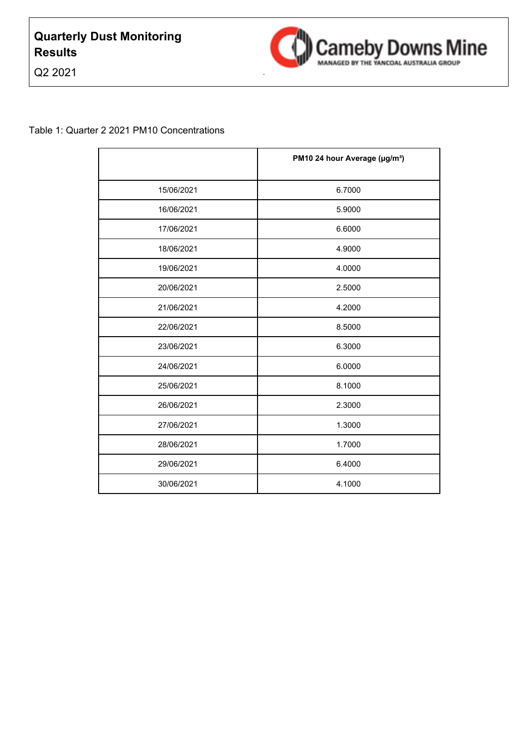# Quarterly Dust Monitoring Results

Q2 2021

Cameby Downs Mine
MANAGED BY THE YANCOAL AUSTRALIA GROUP

Table 1: Quarter 2 2021 PM10 Concentrations

| | PM10 24 hour Average (μg/m³) |
|---|---|
| 15/06/2021 | 6.7000 |
| 16/06/2021 | 5.9000 |
| 17/06/2021 | 6.6000 |
| 18/06/2021 | 4.9000 |
| 19/06/2021 | 4.0000 |
| 20/06/2021 | 2.5000 |
| 21/06/2021 | 4.2000 |
| 22/06/2021 | 8.5000 |
| 23/06/2021 | 6.3000 |
| 24/06/2021 | 6.0000 |
| 25/06/2021 | 8.1000 |
| 26/06/2021 | 2.3000 |
| 27/06/2021 | 1.3000 |
| 28/06/2021 | 1.7000 |
| 29/06/2021 | 6.4000 |
| 30/06/2021 | 4.1000 |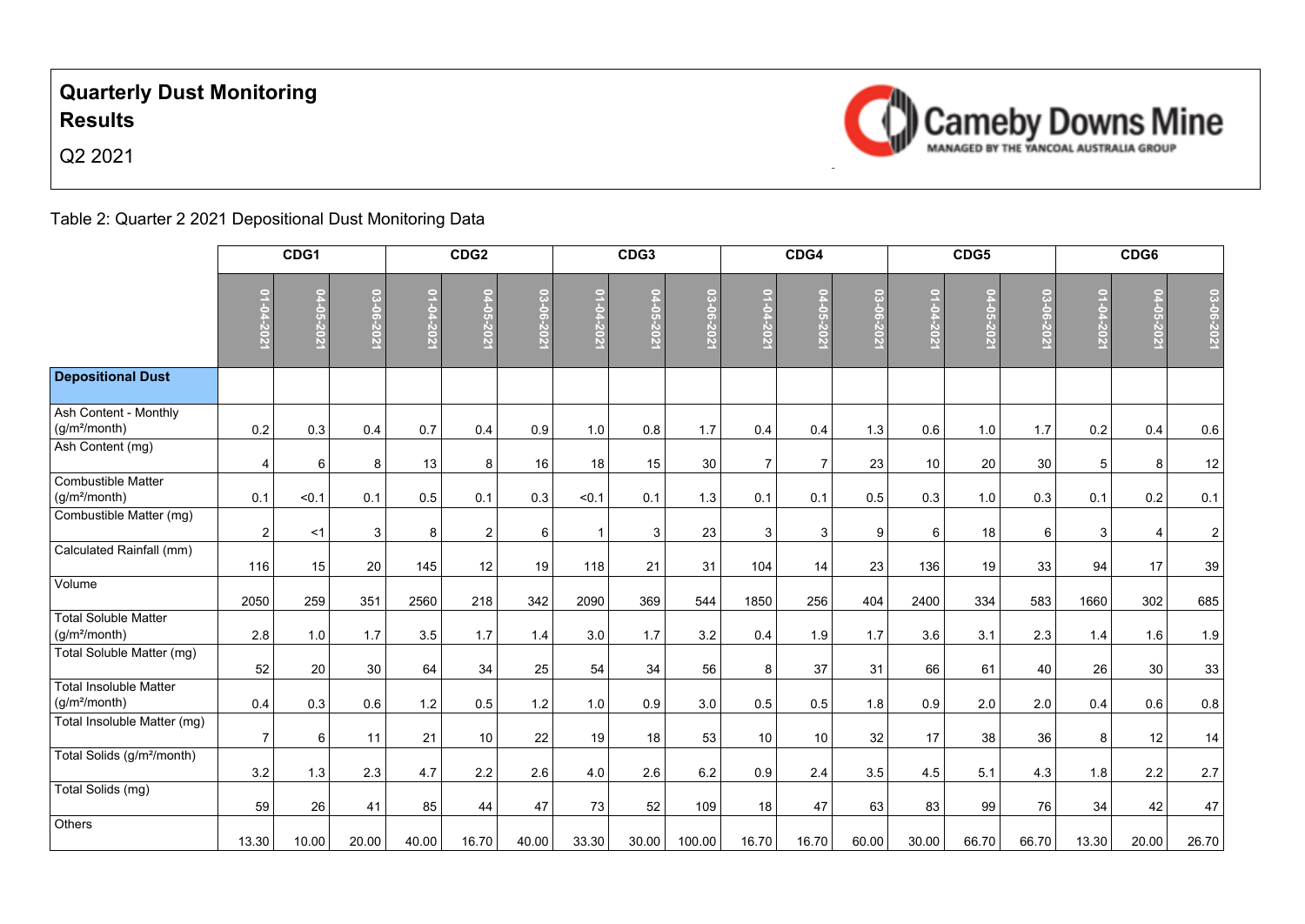# Quarterly Dust Monitoring Results

Q2 2021

Cameby Downs Mine
MANAGED BY THE YANCOAL AUSTRALIA GROUP

Table 2: Quarter 2 2021 Depositional Dust Monitoring Data

| | CDG1 | | | CDG2 | | | CDG3 | | | CDG4 | | | CDG5 | | | CDG6 | | |
|---|---|---|---|---|---|---|---|---|---|---|---|---|---|---|---|---|---|---|
| | 01-04-2021 | 04-05-2021 | 03-06-2021 | 01-04-2021 | 04-05-2021 | 03-06-2021 | 01-04-2021 | 04-05-2021 | 03-06-2021 | 01-04-2021 | 04-05-2021 | 03-06-2021 | 01-04-2021 | 04-05-2021 | 03-06-2021 | 01-04-2021 | 04-05-2021 | 03-06-2021 |
| **Depositional Dust** | | | | | | | | | | | | | | | | | | |
| Ash Content - Monthly (g/m²/month) | 0.2 | 0.3 | 0.4 | 0.7 | 0.4 | 0.9 | 1.0 | 0.8 | 1.7 | 0.4 | 0.4 | 1.3 | 0.6 | 1.0 | 1.7 | 0.2 | 0.4 | 0.6 |
| Ash Content (mg) | 4 | 6 | 8 | 13 | 8 | 16 | 18 | 15 | 30 | 7 | 7 | 23 | 10 | 20 | 30 | 5 | 8 | 12 |
| Combustible Matter (g/m²/month) | 0.1 | <0.1 | 0.1 | 0.5 | 0.1 | 0.3 | <0.1 | 0.1 | 1.3 | 0.1 | 0.1 | 0.5 | 0.3 | 1.0 | 0.3 | 0.1 | 0.2 | 0.1 |
| Combustible Matter (mg) | 2 | <1 | 3 | 8 | 2 | 6 | 1 | 3 | 23 | 3 | 3 | 9 | 6 | 18 | 6 | 3 | 4 | 2 |
| Calculated Rainfall (mm) | 116 | 15 | 20 | 145 | 12 | 19 | 118 | 21 | 31 | 104 | 14 | 23 | 136 | 19 | 33 | 94 | 17 | 39 |
| Volume | 2050 | 259 | 351 | 2560 | 218 | 342 | 2090 | 369 | 544 | 1850 | 256 | 404 | 2400 | 334 | 583 | 1660 | 302 | 685 |
| Total Soluble Matter (g/m²/month) | 2.8 | 1.0 | 1.7 | 3.5 | 1.7 | 1.4 | 3.0 | 1.7 | 3.2 | 0.4 | 1.9 | 1.7 | 3.6 | 3.1 | 2.3 | 1.4 | 1.6 | 1.9 |
| Total Soluble Matter (mg) | 52 | 20 | 30 | 64 | 34 | 25 | 54 | 34 | 56 | 8 | 37 | 31 | 66 | 61 | 40 | 26 | 30 | 33 |
| Total Insoluble Matter (g/m²/month) | 0.4 | 0.3 | 0.6 | 1.2 | 0.5 | 1.2 | 1.0 | 0.9 | 3.0 | 0.5 | 0.5 | 1.8 | 0.9 | 2.0 | 2.0 | 0.4 | 0.6 | 0.8 |
| Total Insoluble Matter (mg) | 7 | 6 | 11 | 21 | 10 | 22 | 19 | 18 | 53 | 10 | 10 | 32 | 17 | 38 | 36 | 8 | 12 | 14 |
| Total Solids (g/m²/month) | 3.2 | 1.3 | 2.3 | 4.7 | 2.2 | 2.6 | 4.0 | 2.6 | 6.2 | 0.9 | 2.4 | 3.5 | 4.5 | 5.1 | 4.3 | 1.8 | 2.2 | 2.7 |
| Total Solids (mg) | 59 | 26 | 41 | 85 | 44 | 47 | 73 | 52 | 109 | 18 | 47 | 63 | 83 | 99 | 76 | 34 | 42 | 47 |
| Others | 13.30 | 10.00 | 20.00 | 40.00 | 16.70 | 40.00 | 33.30 | 30.00 | 100.00 | 16.70 | 16.70 | 60.00 | 30.00 | 66.70 | 66.70 | 13.30 | 20.00 | 26.70 |